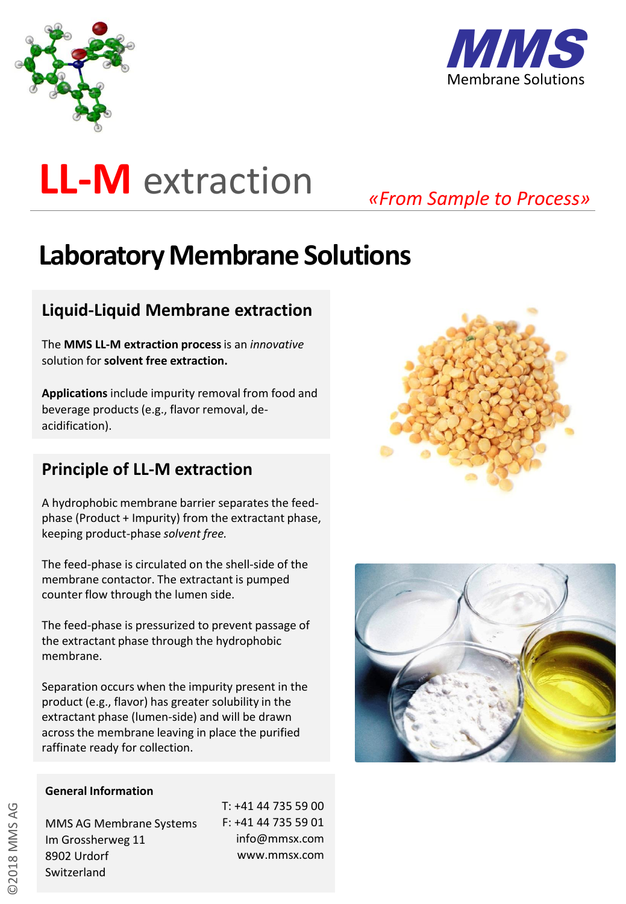MMS
Membrane Solutions

# **LL-M** extraction

*«From Sample to Process»*

## Laboratory Membrane Solutions

### Liquid-Liquid Membrane extraction

The **MMS LL-M extraction process** is an *innovative* solution for **solvent free extraction.**

**Applications** include impurity removal from food and beverage products (e.g., flavor removal, de-acidification).

### Principle of LL-M extraction

A hydrophobic membrane barrier separates the feed-phase (Product + Impurity) from the extractant phase, keeping product-phase *solvent free.*

The feed-phase is circulated on the shell-side of the membrane contactor. The extractant is pumped counter flow through the lumen side.

The feed-phase is pressurized to prevent passage of the extractant phase through the hydrophobic membrane.

Separation occurs when the impurity present in the product (e.g., flavor) has greater solubility in the extractant phase (lumen-side) and will be drawn across the membrane leaving in place the purified raffinate ready for collection.

**General Information**

MMS AG Membrane Systems
Im Grossherweg 11
8902 Urdorf
Switzerland

T: +41 44 735 59 00
F: +41 44 735 59 01
info@mmsx.com
www.mmsx.com

©2018 MMS AG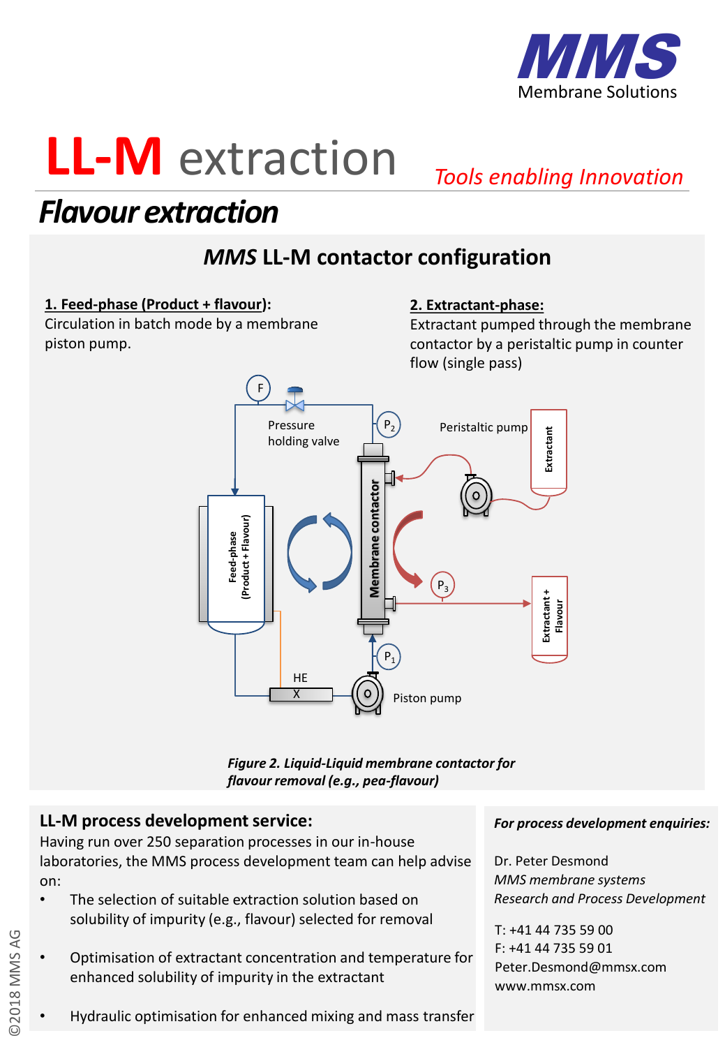MMS
Membrane Solutions

# LL-M extraction

*Tools enabling Innovation*

## *Flavour extraction*

### *MMS* LL-M contactor configuration

**1. Feed-phase (Product + flavour):**
Circulation in batch mode by a membrane piston pump.

**2. Extractant-phase:**
Extractant pumped through the membrane contactor by a peristaltic pump in counter flow (single pass)

F
Pressure holding valve
$P_2$
Peristaltic pump
Extractant
Feed-phase (Product + Flavour)
Membrane contactor
$P_3$
Extractant + Flavour
$P_1$
HE
X
Piston pump

***Figure 2. Liquid-Liquid membrane contactor for flavour removal (e.g., pea-flavour)***

### LL-M process development service:

Having run over 250 separation processes in our in-house laboratories, the MMS process development team can help advise on:

- The selection of suitable extraction solution based on solubility of impurity (e.g., flavour) selected for removal
- Optimisation of extractant concentration and temperature for enhanced solubility of impurity in the extractant
- Hydraulic optimisation for enhanced mixing and mass transfer

***For process development enquiries:***

Dr. Peter Desmond
*MMS membrane systems*
*Research and Process Development*

T: +41 44 735 59 00
F: +41 44 735 59 01
Peter.Desmond@mmsx.com
www.mmsx.com

©2018 MMS AG